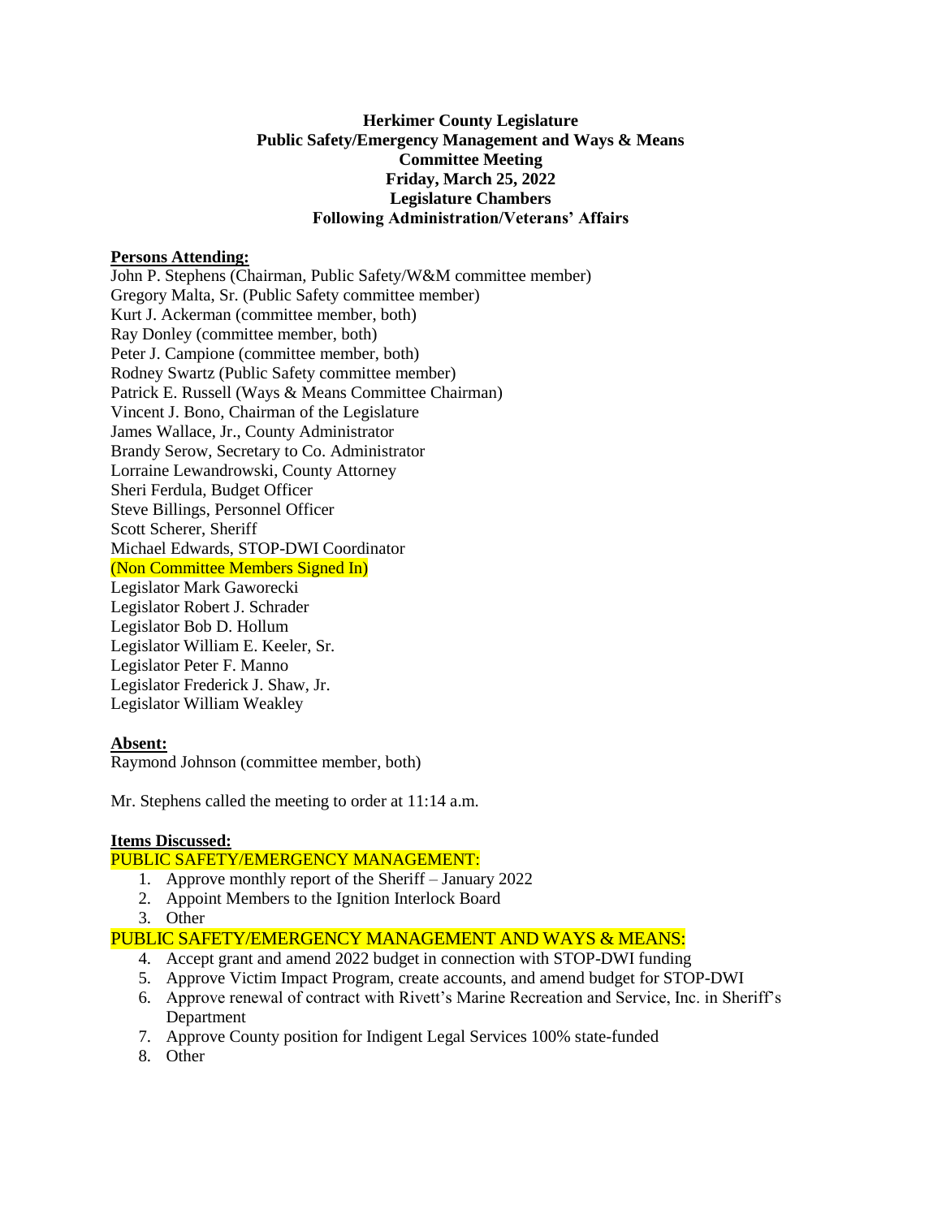**Herkimer County Legislature**
**Public Safety/Emergency Management and Ways & Means**
**Committee Meeting**
**Friday, March 25, 2022**
**Legislature Chambers**
**Following Administration/Veterans' Affairs**

**Persons Attending:**

John P. Stephens (Chairman, Public Safety/W&M committee member)
Gregory Malta, Sr. (Public Safety committee member)
Kurt J. Ackerman (committee member, both)
Ray Donley (committee member, both)
Peter J. Campione (committee member, both)
Rodney Swartz (Public Safety committee member)
Patrick E. Russell (Ways & Means Committee Chairman)
Vincent J. Bono, Chairman of the Legislature
James Wallace, Jr., County Administrator
Brandy Serow, Secretary to Co. Administrator
Lorraine Lewandrowski, County Attorney
Sheri Ferdula, Budget Officer
Steve Billings, Personnel Officer
Scott Scherer, Sheriff
Michael Edwards, STOP-DWI Coordinator
(Non Committee Members Signed In)
Legislator Mark Gaworecki
Legislator Robert J. Schrader
Legislator Bob D. Hollum
Legislator William E. Keeler, Sr.
Legislator Peter F. Manno
Legislator Frederick J. Shaw, Jr.
Legislator William Weakley

**Absent:**

Raymond Johnson (committee member, both)

Mr. Stephens called the meeting to order at 11:14 a.m.

**Items Discussed:**

PUBLIC SAFETY/EMERGENCY MANAGEMENT:

1. Approve monthly report of the Sheriff – January 2022
2. Appoint Members to the Ignition Interlock Board
3. Other

PUBLIC SAFETY/EMERGENCY MANAGEMENT AND WAYS & MEANS:

4. Accept grant and amend 2022 budget in connection with STOP-DWI funding
5. Approve Victim Impact Program, create accounts, and amend budget for STOP-DWI
6. Approve renewal of contract with Rivett's Marine Recreation and Service, Inc. in Sheriff's Department
7. Approve County position for Indigent Legal Services 100% state-funded
8. Other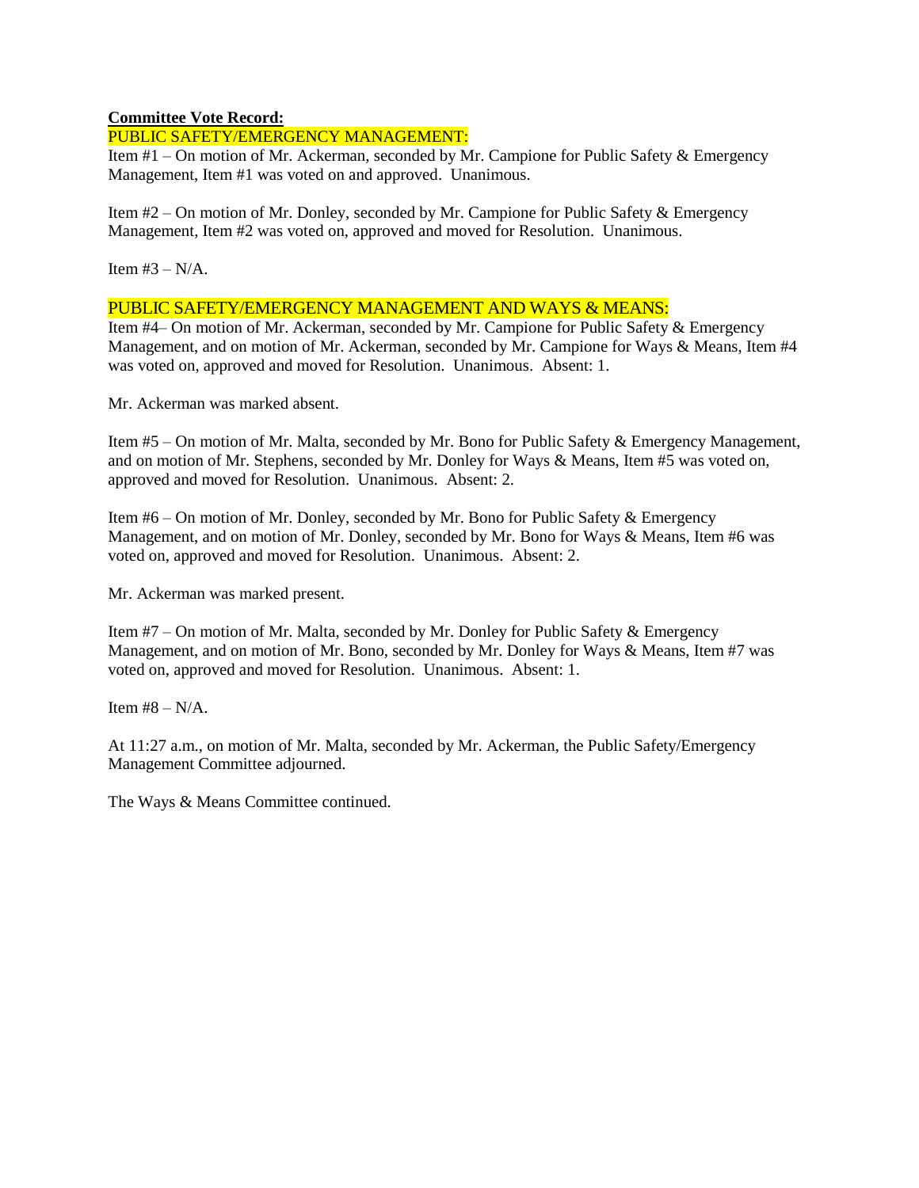**Committee Vote Record:**

PUBLIC SAFETY/EMERGENCY MANAGEMENT:

Item #1 – On motion of Mr. Ackerman, seconded by Mr. Campione for Public Safety & Emergency Management, Item #1 was voted on and approved. Unanimous.

Item #2 – On motion of Mr. Donley, seconded by Mr. Campione for Public Safety & Emergency Management, Item #2 was voted on, approved and moved for Resolution. Unanimous.

Item #3 – N/A.

PUBLIC SAFETY/EMERGENCY MANAGEMENT AND WAYS & MEANS:

Item #4– On motion of Mr. Ackerman, seconded by Mr. Campione for Public Safety & Emergency Management, and on motion of Mr. Ackerman, seconded by Mr. Campione for Ways & Means, Item #4 was voted on, approved and moved for Resolution. Unanimous. Absent: 1.

Mr. Ackerman was marked absent.

Item #5 – On motion of Mr. Malta, seconded by Mr. Bono for Public Safety & Emergency Management, and on motion of Mr. Stephens, seconded by Mr. Donley for Ways & Means, Item #5 was voted on, approved and moved for Resolution. Unanimous. Absent: 2.

Item #6 – On motion of Mr. Donley, seconded by Mr. Bono for Public Safety & Emergency Management, and on motion of Mr. Donley, seconded by Mr. Bono for Ways & Means, Item #6 was voted on, approved and moved for Resolution. Unanimous. Absent: 2.

Mr. Ackerman was marked present.

Item #7 – On motion of Mr. Malta, seconded by Mr. Donley for Public Safety & Emergency Management, and on motion of Mr. Bono, seconded by Mr. Donley for Ways & Means, Item #7 was voted on, approved and moved for Resolution. Unanimous. Absent: 1.

Item #8 – N/A.

At 11:27 a.m., on motion of Mr. Malta, seconded by Mr. Ackerman, the Public Safety/Emergency Management Committee adjourned.

The Ways & Means Committee continued.